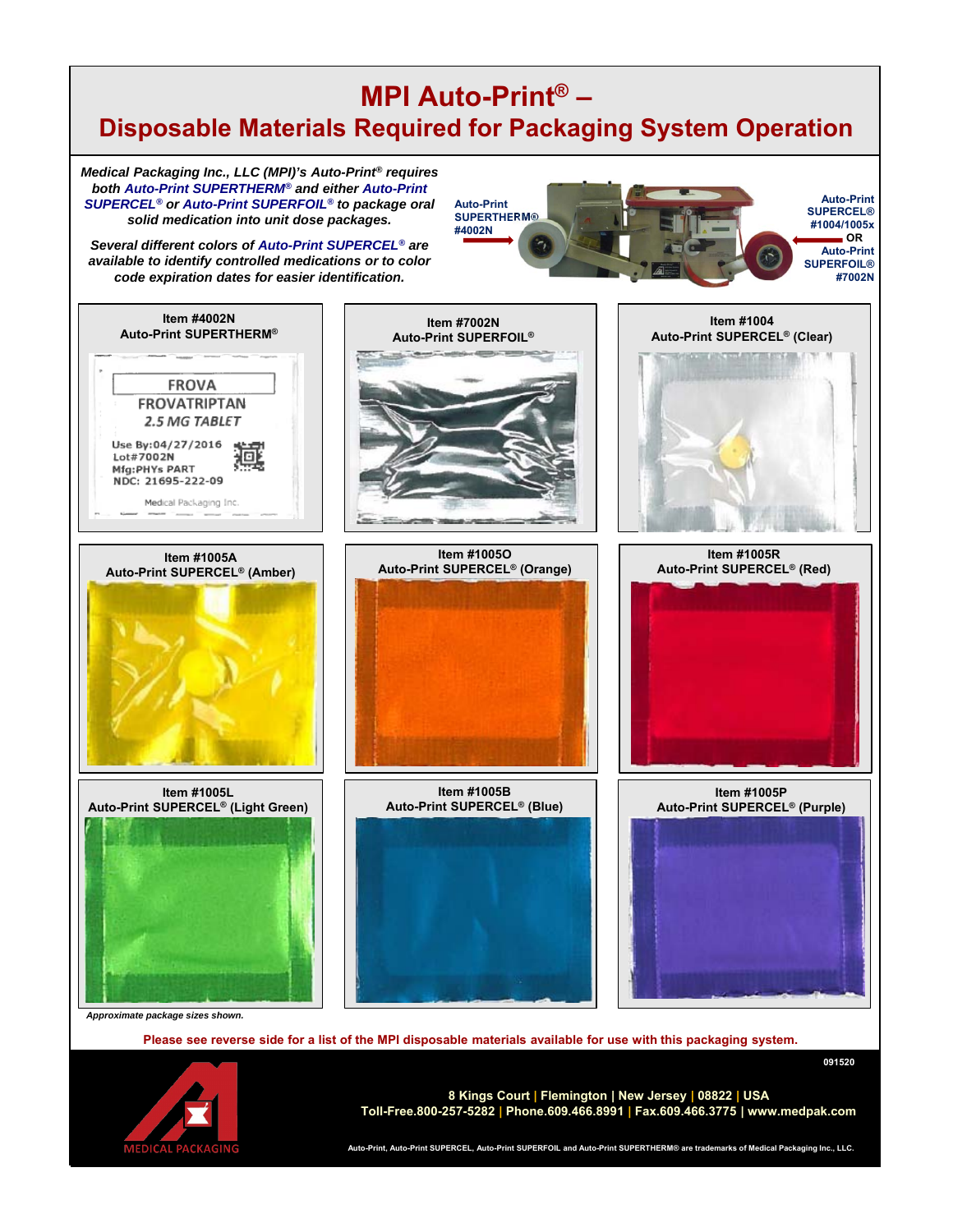# MPI Auto-Print® – Disposable Materials Required for Packaging System Operation

*Medical Packaging Inc., LLC (MPI)'s Auto-Print® requires both Auto-Print SUPERTHERM® and either Auto-Print SUPERCEL® or Auto-Print SUPERFOIL® to package oral solid medication into unit dose packages.*

*Several different colors of Auto-Print SUPERCEL® are available to identify controlled medications or to color code expiration dates for easier identification.*

Auto-Print SUPERTHERM® #4002N

Auto-Print SUPERCEL® #1004/1005x OR Auto-Print SUPERFOIL® #7002N

**Item #4002N**
**Auto-Print SUPERTHERM®**

FROVA
FROVATRIPTAN
2.5 MG TABLET
Use By:04/27/2016
Lot#7002N
Mfg:PHYs PART
NDC: 21695-222-09
Medical Packaging Inc.

**Item #7002N**
**Auto-Print SUPERFOIL®**

**Item #1004**
**Auto-Print SUPERCEL® (Clear)**

**Item #1005A**
**Auto-Print SUPERCEL® (Amber)**

**Item #1005O**
**Auto-Print SUPERCEL® (Orange)**

**Item #1005R**
**Auto-Print SUPERCEL® (Red)**

**Item #1005L**
**Auto-Print SUPERCEL® (Light Green)**

**Item #1005B**
**Auto-Print SUPERCEL® (Blue)**

**Item #1005P**
**Auto-Print SUPERCEL® (Purple)**

*Approximate package sizes shown.*

**Please see reverse side for a list of the MPI disposable materials available for use with this packaging system.**

091520

MEDICAL PACKAGING

8 Kings Court | Flemington | New Jersey | 08822 | USA
Toll-Free.800-257-5282 | Phone.609.466.8991 | Fax.609.466.3775 | www.medpak.com

Auto-Print, Auto-Print SUPERCEL, Auto-Print SUPERFOIL and Auto-Print SUPERTHERM® are trademarks of Medical Packaging Inc., LLC.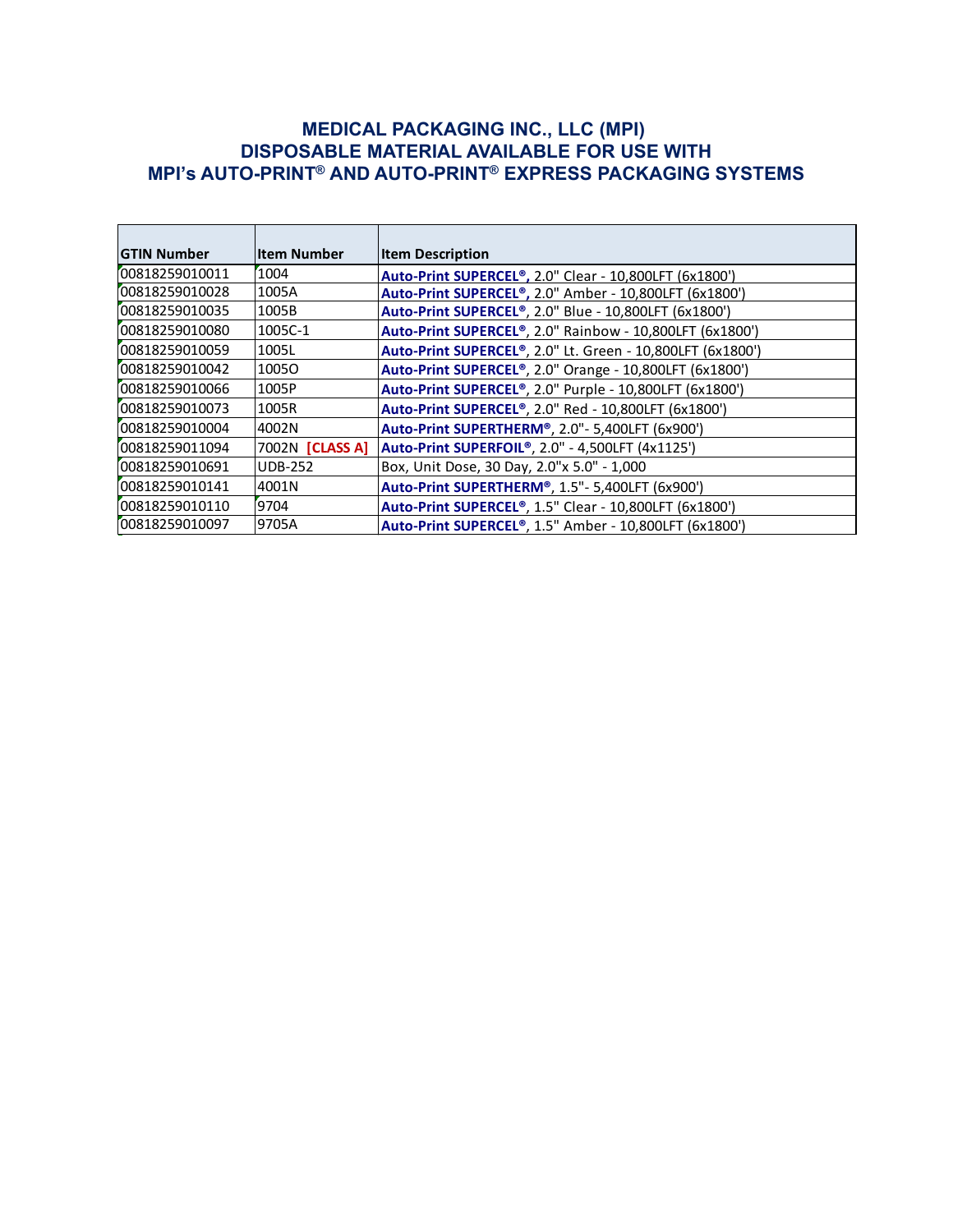## MEDICAL PACKAGING INC., LLC (MPI)
## DISPOSABLE MATERIAL AVAILABLE FOR USE WITH
## MPI's AUTO-PRINT® AND AUTO-PRINT® EXPRESS PACKAGING SYSTEMS

| GTIN Number | Item Number | Item Description |
|---|---|---|
| 00818259010011 | 1004 | **Auto-Print SUPERCEL®**, 2.0" Clear - 10,800LFT (6x1800') |
| 00818259010028 | 1005A | **Auto-Print SUPERCEL®**, 2.0" Amber - 10,800LFT (6x1800') |
| 00818259010035 | 1005B | **Auto-Print SUPERCEL®**, 2.0" Blue - 10,800LFT (6x1800') |
| 00818259010080 | 1005C-1 | **Auto-Print SUPERCEL®**, 2.0" Rainbow - 10,800LFT (6x1800') |
| 00818259010059 | 1005L | **Auto-Print SUPERCEL®**, 2.0" Lt. Green - 10,800LFT (6x1800') |
| 00818259010042 | 1005O | **Auto-Print SUPERCEL®**, 2.0" Orange - 10,800LFT (6x1800') |
| 00818259010066 | 1005P | **Auto-Print SUPERCEL®**, 2.0" Purple - 10,800LFT (6x1800') |
| 00818259010073 | 1005R | **Auto-Print SUPERCEL®**, 2.0" Red - 10,800LFT (6x1800') |
| 00818259010004 | 4002N | **Auto-Print SUPERTHERM®**, 2.0"- 5,400LFT (6x900') |
| 00818259011094 | 7002N **[CLASS A]** | **Auto-Print SUPERFOIL®**, 2.0" - 4,500LFT (4x1125') |
| 00818259010691 | UDB-252 | Box, Unit Dose, 30 Day, 2.0"x 5.0" - 1,000 |
| 00818259010141 | 4001N | **Auto-Print SUPERTHERM®**, 1.5"- 5,400LFT (6x900') |
| 00818259010110 | 9704 | **Auto-Print SUPERCEL®**, 1.5" Clear - 10,800LFT (6x1800') |
| 00818259010097 | 9705A | **Auto-Print SUPERCEL®**, 1.5" Amber - 10,800LFT (6x1800') |